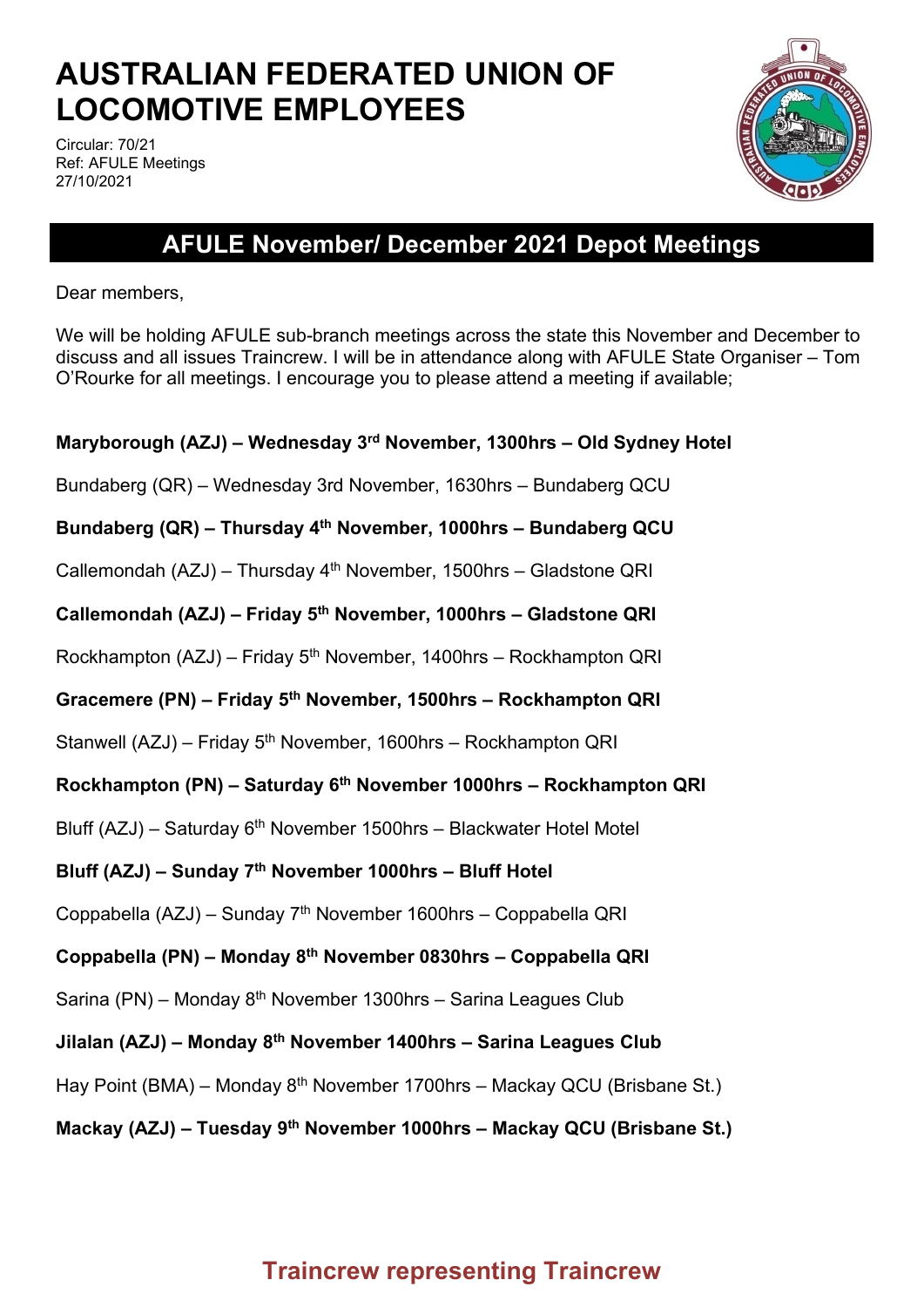# AUSTRALIAN FEDERATED UNION OF LOCOMOTIVE EMPLOYEES

Circular: 70/21
Ref: AFULE Meetings
27/10/2021

## AFULE November/ December 2021 Depot Meetings

Dear members,

We will be holding AFULE sub-branch meetings across the state this November and December to discuss and all issues Traincrew. I will be in attendance along with AFULE State Organiser – Tom O'Rourke for all meetings. I encourage you to please attend a meeting if available;

**Maryborough (AZJ) – Wednesday 3rd November, 1300hrs – Old Sydney Hotel**

Bundaberg (QR) – Wednesday 3rd November, 1630hrs – Bundaberg QCU

**Bundaberg (QR) – Thursday 4th November, 1000hrs – Bundaberg QCU**

Callemondah (AZJ) – Thursday 4th November, 1500hrs – Gladstone QRI

**Callemondah (AZJ) – Friday 5th November, 1000hrs – Gladstone QRI**

Rockhampton (AZJ) – Friday 5th November, 1400hrs – Rockhampton QRI

**Gracemere (PN) – Friday 5th November, 1500hrs – Rockhampton QRI**

Stanwell (AZJ) – Friday 5th November, 1600hrs – Rockhampton QRI

**Rockhampton (PN) – Saturday 6th November 1000hrs – Rockhampton QRI**

Bluff (AZJ) – Saturday 6th November 1500hrs – Blackwater Hotel Motel

**Bluff (AZJ) – Sunday 7th November 1000hrs – Bluff Hotel**

Coppabella (AZJ) – Sunday 7th November 1600hrs – Coppabella QRI

**Coppabella (PN) – Monday 8th November 0830hrs – Coppabella QRI**

Sarina (PN) – Monday 8th November 1300hrs – Sarina Leagues Club

**Jilalan (AZJ) – Monday 8th November 1400hrs – Sarina Leagues Club**

Hay Point (BMA) – Monday 8th November 1700hrs – Mackay QCU (Brisbane St.)

**Mackay (AZJ) – Tuesday 9th November 1000hrs – Mackay QCU (Brisbane St.)**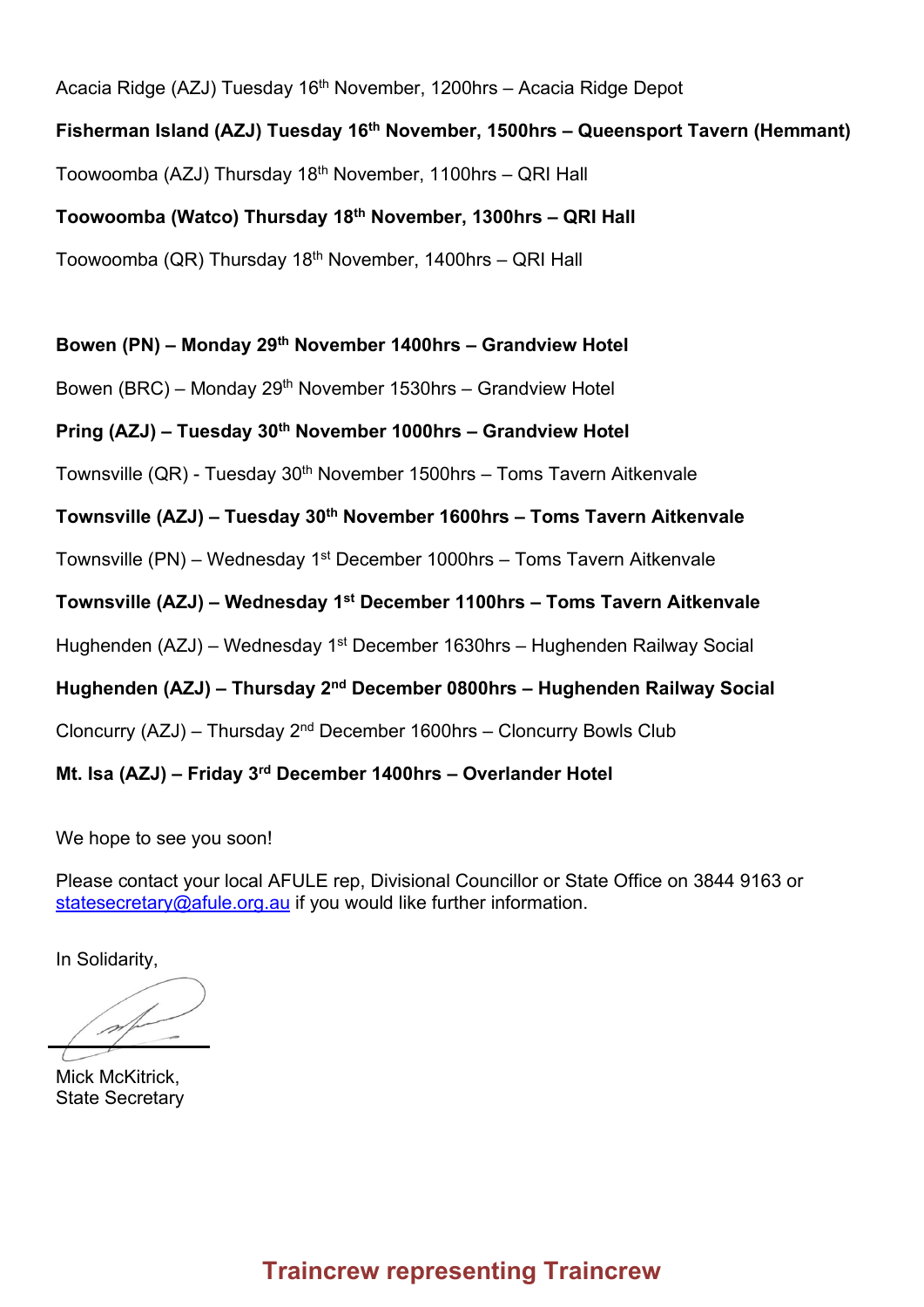Acacia Ridge (AZJ) Tuesday 16th November, 1200hrs – Acacia Ridge Depot

**Fisherman Island (AZJ) Tuesday 16th November, 1500hrs – Queensport Tavern (Hemmant)**

Toowoomba (AZJ) Thursday 18th November, 1100hrs – QRI Hall

**Toowoomba (Watco) Thursday 18th November, 1300hrs – QRI Hall**

Toowoomba (QR) Thursday 18th November, 1400hrs – QRI Hall

**Bowen (PN) – Monday 29th November 1400hrs – Grandview Hotel**

Bowen (BRC) – Monday 29th November 1530hrs – Grandview Hotel

**Pring (AZJ) – Tuesday 30th November 1000hrs – Grandview Hotel**

Townsville (QR) - Tuesday 30th November 1500hrs – Toms Tavern Aitkenvale

**Townsville (AZJ) – Tuesday 30th November 1600hrs – Toms Tavern Aitkenvale**

Townsville (PN) – Wednesday 1st December 1000hrs – Toms Tavern Aitkenvale

**Townsville (AZJ) – Wednesday 1st December 1100hrs – Toms Tavern Aitkenvale**

Hughenden (AZJ) – Wednesday 1st December 1630hrs – Hughenden Railway Social

**Hughenden (AZJ) – Thursday 2nd December 0800hrs – Hughenden Railway Social**

Cloncurry (AZJ) – Thursday 2nd December 1600hrs – Cloncurry Bowls Club

**Mt. Isa (AZJ) – Friday 3rd December 1400hrs – Overlander Hotel**

We hope to see you soon!

Please contact your local AFULE rep, Divisional Councillor or State Office on 3844 9163 or statesecretary@afule.org.au if you would like further information.

In Solidarity,

Mick McKitrick,
State Secretary

**Traincrew representing Traincrew**